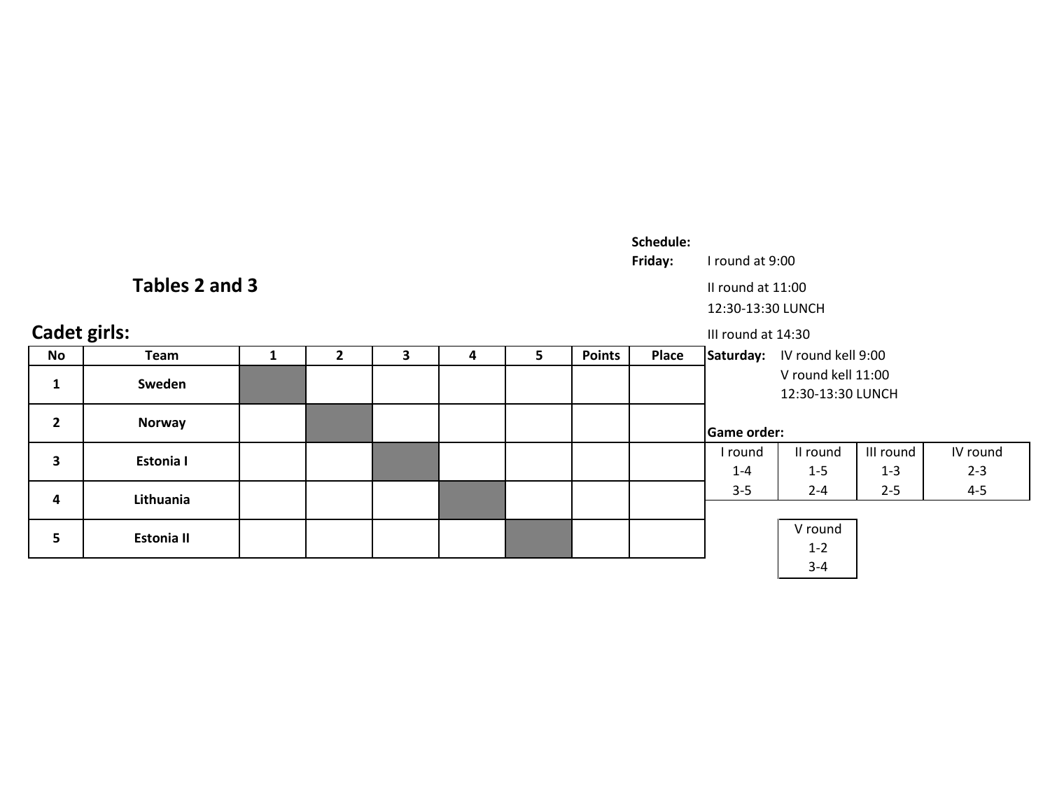## Tables 2 and 3

### Cadet girls:

| No | Team | 1 | 2 | 3 | 4 | 5 | Points | Place |
|---|---|---|---|---|---|---|---|---|
| 1 | Sweden | | | | | | | |
| 2 | Norway | | | | | | | |
| 3 | Estonia I | | | | | | | |
| 4 | Lithuania | | | | | | | |
| 5 | Estonia II | | | | | | | |

**Schedule:**

**Friday:** I round at 9:00

II round at 11:00

12:30-13:30 LUNCH

III round at 14:30

**Saturday:** IV round kell 9:00

V round kell 11:00

12:30-13:30 LUNCH

**Game order:**

| I round | II round | III round | IV round |
|---|---|---|---|
| 1-4 | 1-5 | 1-3 | 2-3 |
| 3-5 | 2-4 | 2-5 | 4-5 |

| V round |
|---|
| 1-2 |
| 3-4 |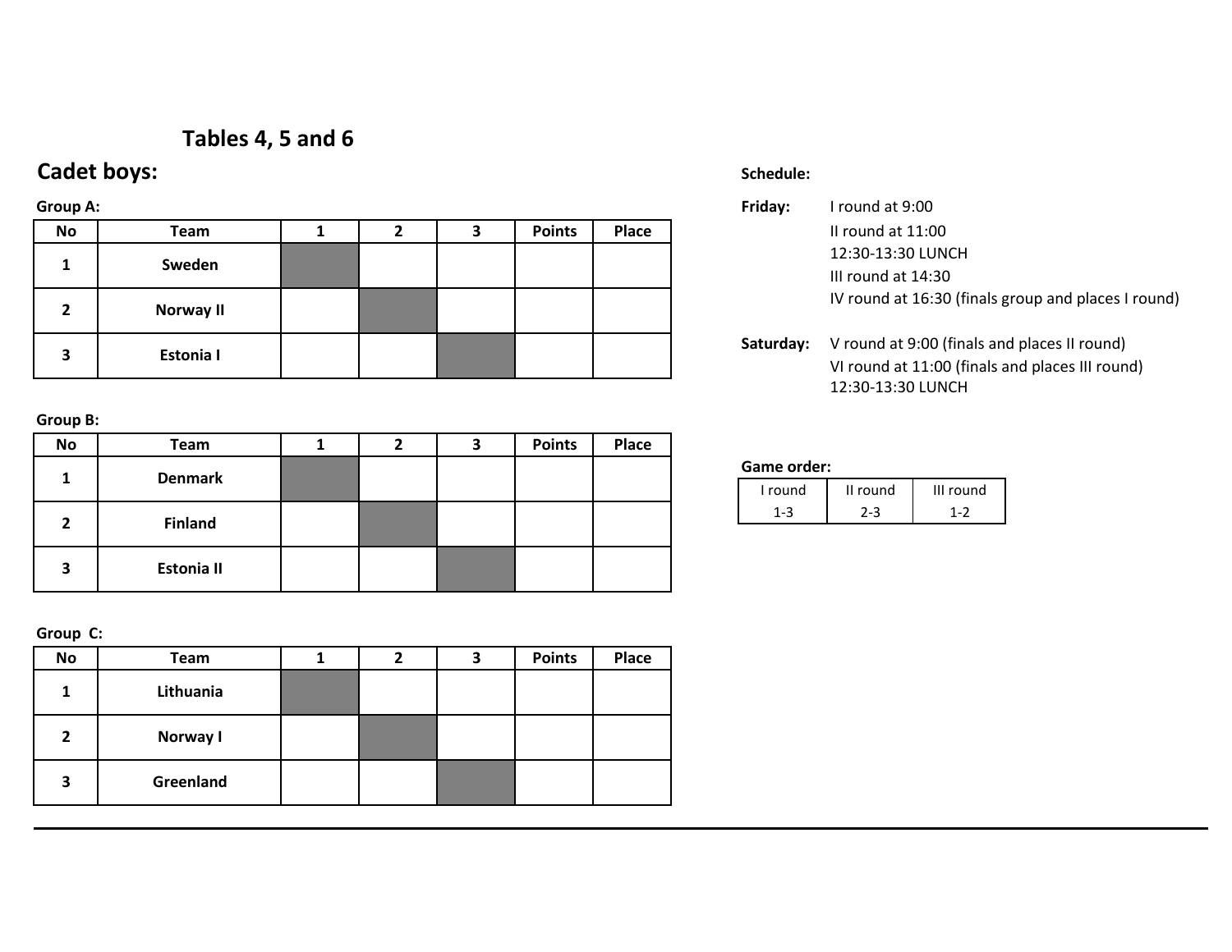## Tables 4, 5 and 6

# Cadet boys:

**Group A:**

| No | Team | 1 | 2 | 3 | Points | Place |
|---|---|---|---|---|---|---|
| 1 | **Sweden** | | | | | |
| 2 | **Norway II** | | | | | |
| 3 | **Estonia I** | | | | | |

**Group B:**

| No | Team | 1 | 2 | 3 | Points | Place |
|---|---|---|---|---|---|---|
| 1 | **Denmark** | | | | | |
| 2 | **Finland** | | | | | |
| 3 | **Estonia II** | | | | | |

**Group C:**

| No | Team | 1 | 2 | 3 | Points | Place |
|---|---|---|---|---|---|---|
| 1 | **Lithuania** | | | | | |
| 2 | **Norway I** | | | | | |
| 3 | **Greenland** | | | | | |

**Schedule:**

**Friday:**
- I round at 9:00
- II round at 11:00
- 12:30-13:30 LUNCH
- III round at 14:30
- IV round at 16:30 (finals group and places I round)

**Saturday:**
- V round at 9:00 (finals and places II round)
- VI round at 11:00 (finals and places III round)
- 12:30-13:30 LUNCH

**Game order:**

| I round | II round | III round |
|---|---|---|
| 1-3 | 2-3 | 1-2 |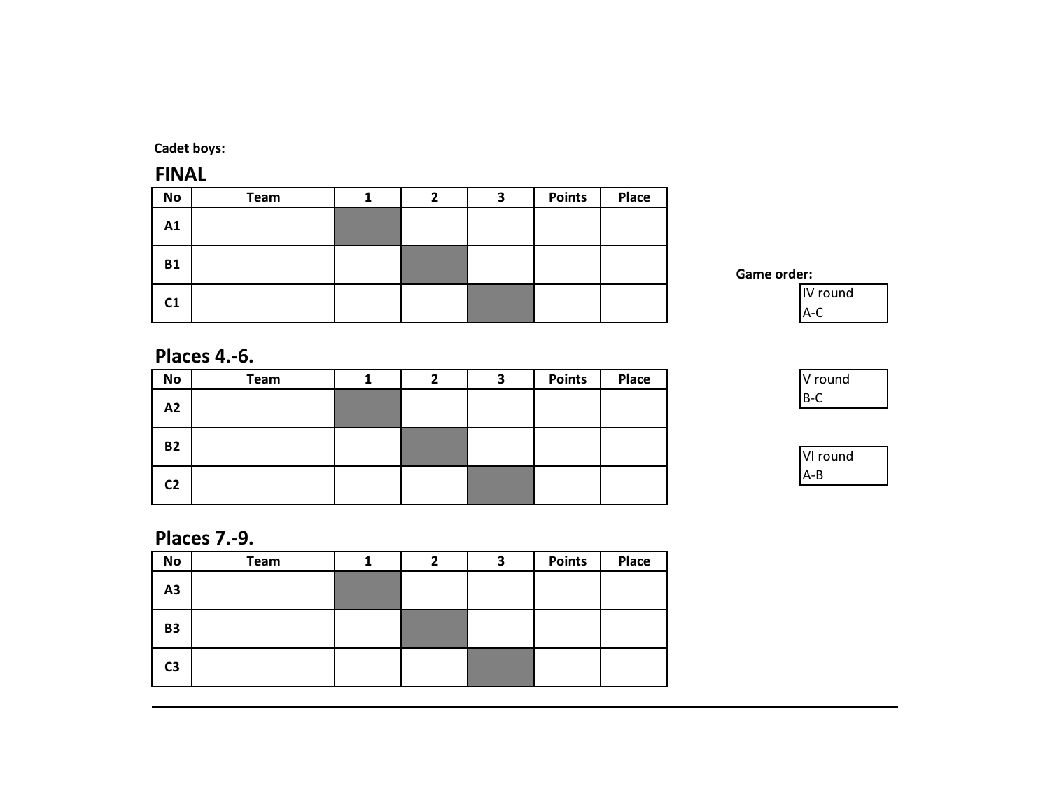**Cadet boys:**

## FINAL

| No | Team | 1 | 2 | 3 | Points | Place |
|---|---|---|---|---|---|---|
| **A1** | | | | | | |
| **B1** | | | | | | |
| **C1** | | | | | | |

## Places 4.-6.

| No | Team | 1 | 2 | 3 | Points | Place |
|---|---|---|---|---|---|---|
| **A2** | | | | | | |
| **B2** | | | | | | |
| **C2** | | | | | | |

## Places 7.-9.

| No | Team | 1 | 2 | 3 | Points | Place |
|---|---|---|---|---|---|---|
| **A3** | | | | | | |
| **B3** | | | | | | |
| **C3** | | | | | | |

**Game order:**

| IV round |
|---|
| A-C |

| V round |
|---|
| B-C |

| VI round |
|---|
| A-B |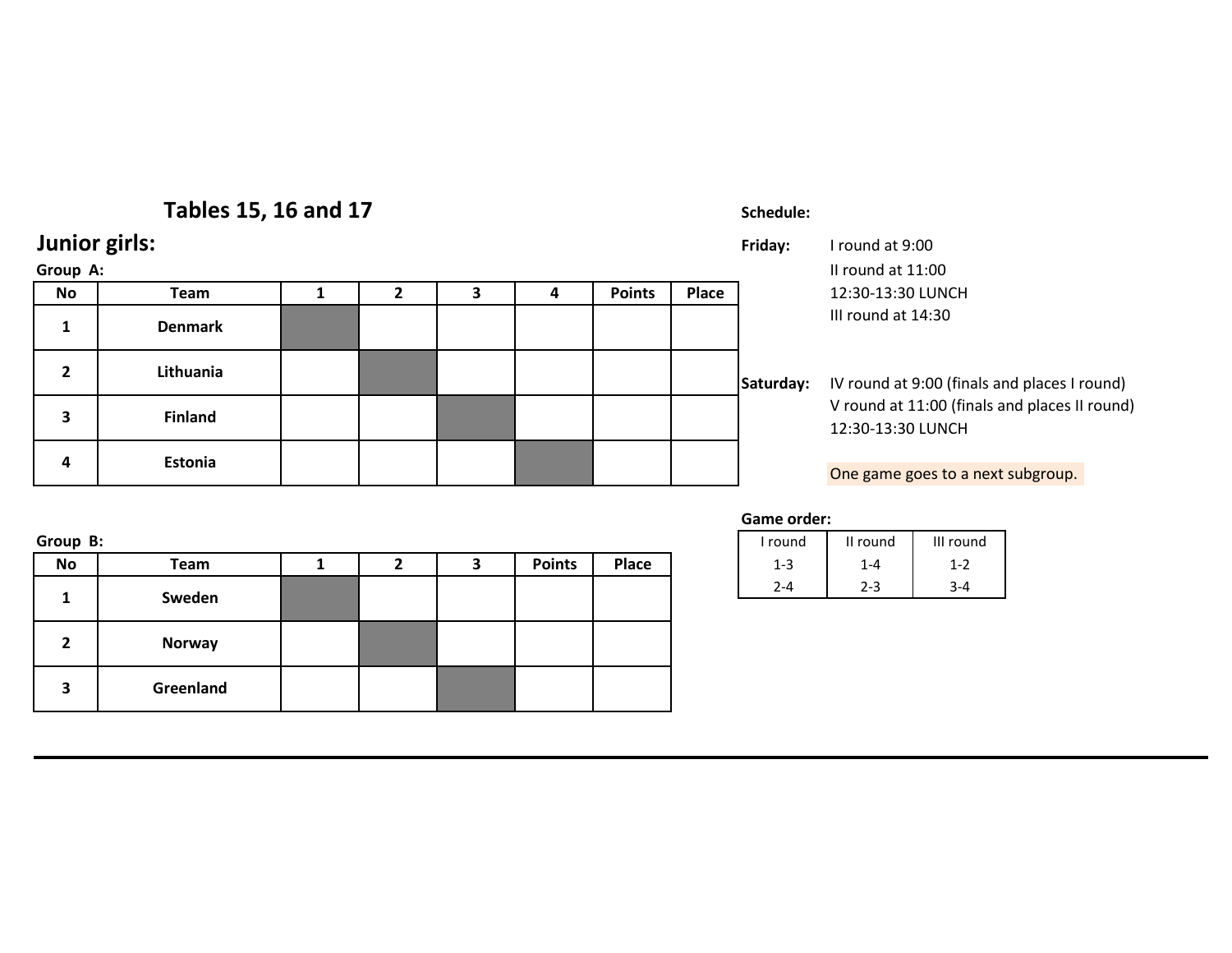## Tables 15, 16 and 17

### Junior girls:

**Group A:**

| No | Team | 1 | 2 | 3 | 4 | Points | Place |
|---|---|---|---|---|---|---|---|
| 1 | **Denmark** | | | | | | |
| 2 | **Lithuania** | | | | | | |
| 3 | **Finland** | | | | | | |
| 4 | **Estonia** | | | | | | |

**Group B:**

| No | Team | 1 | 2 | 3 | Points | Place |
|---|---|---|---|---|---|---|
| 1 | **Sweden** | | | | | |
| 2 | **Norway** | | | | | |
| 3 | **Greenland** | | | | | |

**Schedule:**

**Friday:**
- I round at 9:00
- II round at 11:00
- 12:30-13:30 LUNCH
- III round at 14:30

**Saturday:**
- IV round at 9:00 (finals and places I round)
- V round at 11:00 (finals and places II round)
- 12:30-13:30 LUNCH

One game goes to a next subgroup.

**Game order:**

| I round | II round | III round |
|---|---|---|
| 1-3 | 1-4 | 1-2 |
| 2-4 | 2-3 | 3-4 |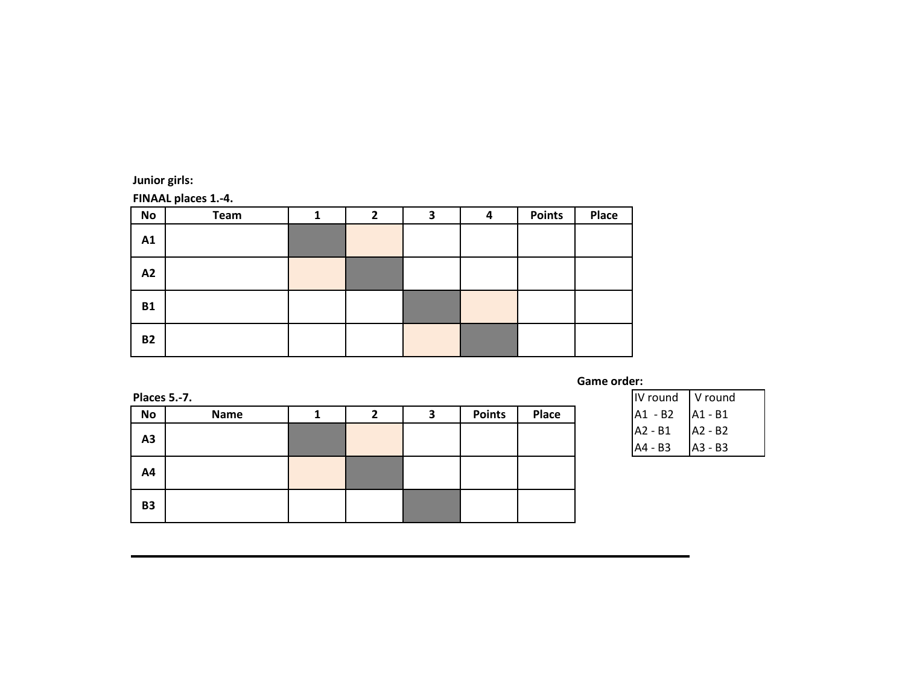**Junior girls:**

**FINAAL places 1.-4.**

| No | Team | 1 | 2 | 3 | 4 | Points | Place |
|---|---|---|---|---|---|---|---|
| A1 | | | | | | | |
| A2 | | | | | | | |
| B1 | | | | | | | |
| B2 | | | | | | | |

**Places 5.-7.**

| No | Name | 1 | 2 | 3 | Points | Place |
|---|---|---|---|---|---|---|
| A3 | | | | | | |
| A4 | | | | | | |
| B3 | | | | | | |

**Game order:**

| IV round | V round |
|---|---|
| A1 - B2 | A1 - B1 |
| A2 - B1 | A2 - B2 |
| A4 - B3 | A3 - B3 |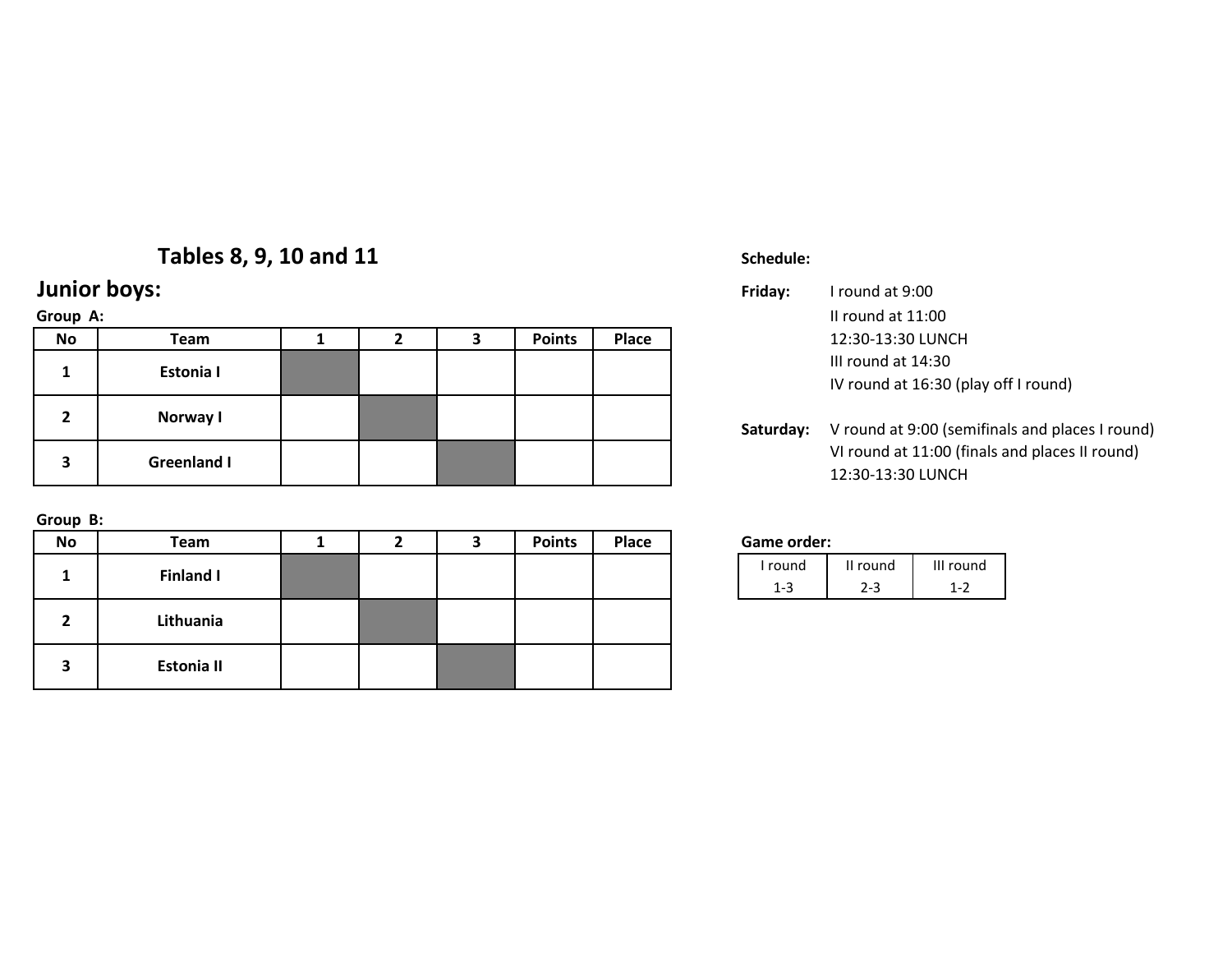## Tables 8, 9, 10 and 11

# Junior boys:

**Group A:**

| No | Team | 1 | 2 | 3 | Points | Place |
|---|---|---|---|---|---|---|
| 1 | Estonia I | | | | | |
| 2 | Norway I | | | | | |
| 3 | Greenland I | | | | | |

**Group B:**

| No | Team | 1 | 2 | 3 | Points | Place |
|---|---|---|---|---|---|---|
| 1 | Finland I | | | | | |
| 2 | Lithuania | | | | | |
| 3 | Estonia II | | | | | |

**Schedule:**

**Friday:**
- I round at 9:00
- II round at 11:00
- 12:30-13:30 LUNCH
- III round at 14:30
- IV round at 16:30 (play off I round)

**Saturday:**
- V round at 9:00 (semifinals and places I round)
- VI round at 11:00 (finals and places II round)
- 12:30-13:30 LUNCH

**Game order:**

| I round | II round | III round |
|---|---|---|
| 1-3 | 2-3 | 1-2 |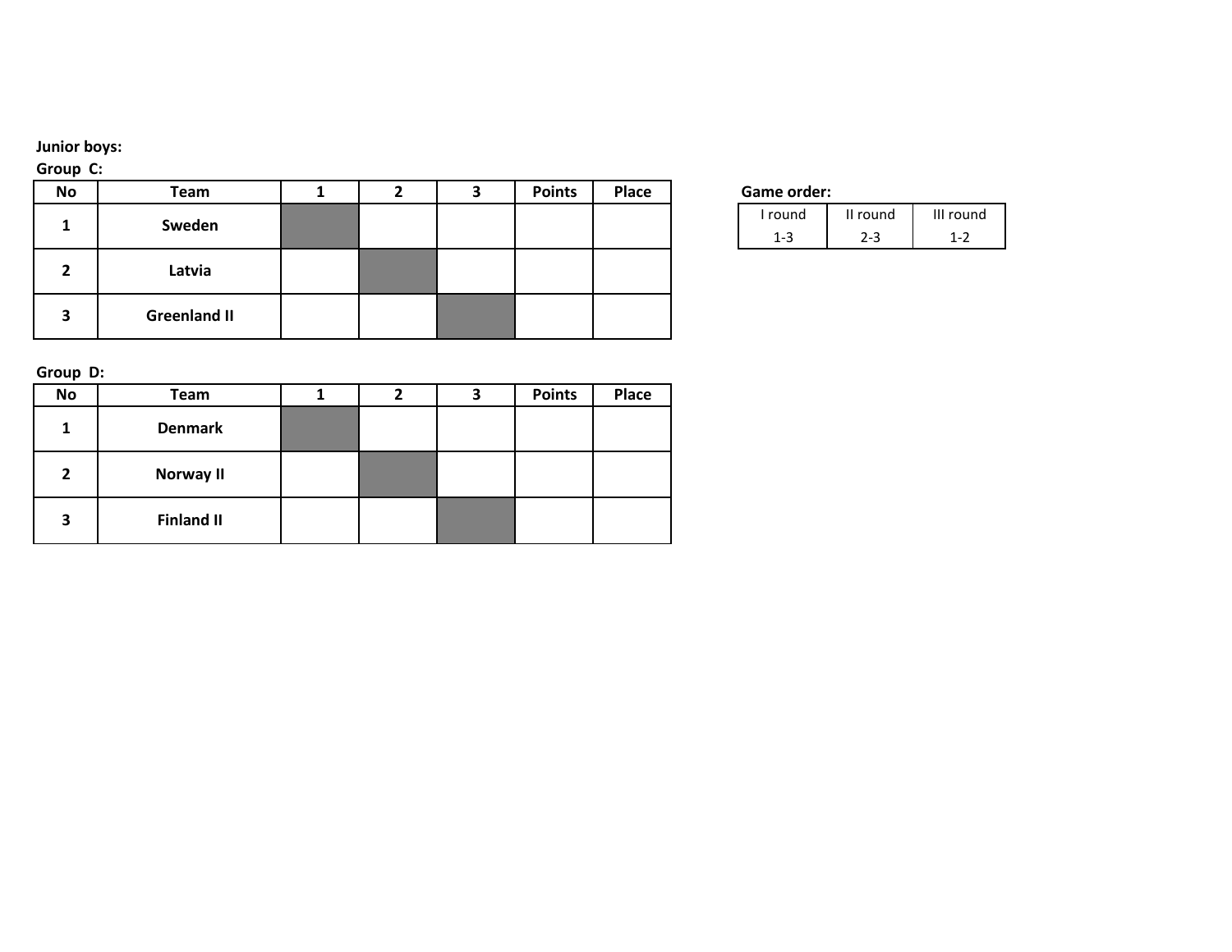**Junior boys:**

**Group C:**

| No | Team | 1 | 2 | 3 | Points | Place |
|---|---|---|---|---|---|---|
| 1 | Sweden | | | | | |
| 2 | Latvia | | | | | |
| 3 | Greenland II | | | | | |

**Game order:**

| I round | II round | III round |
|---|---|---|
| 1-3 | 2-3 | 1-2 |

**Group D:**

| No | Team | 1 | 2 | 3 | Points | Place |
|---|---|---|---|---|---|---|
| 1 | Denmark | | | | | |
| 2 | Norway II | | | | | |
| 3 | Finland II | | | | | |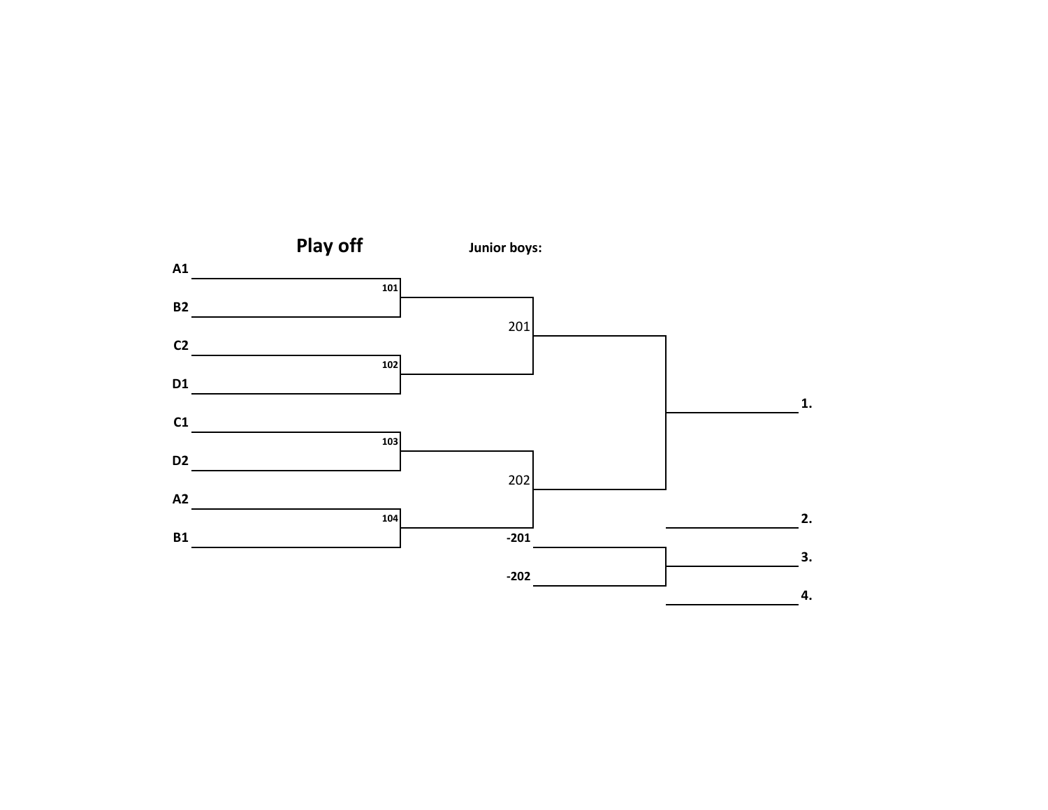## Play off

**Junior boys:**

**A1**

101

**B2**

201

**C2**

102

**D1**

**1.**

**C1**

103

**D2**

202

**A2**

104

**B1**

**2.**

**-201**

**3.**

**-202**

**4.**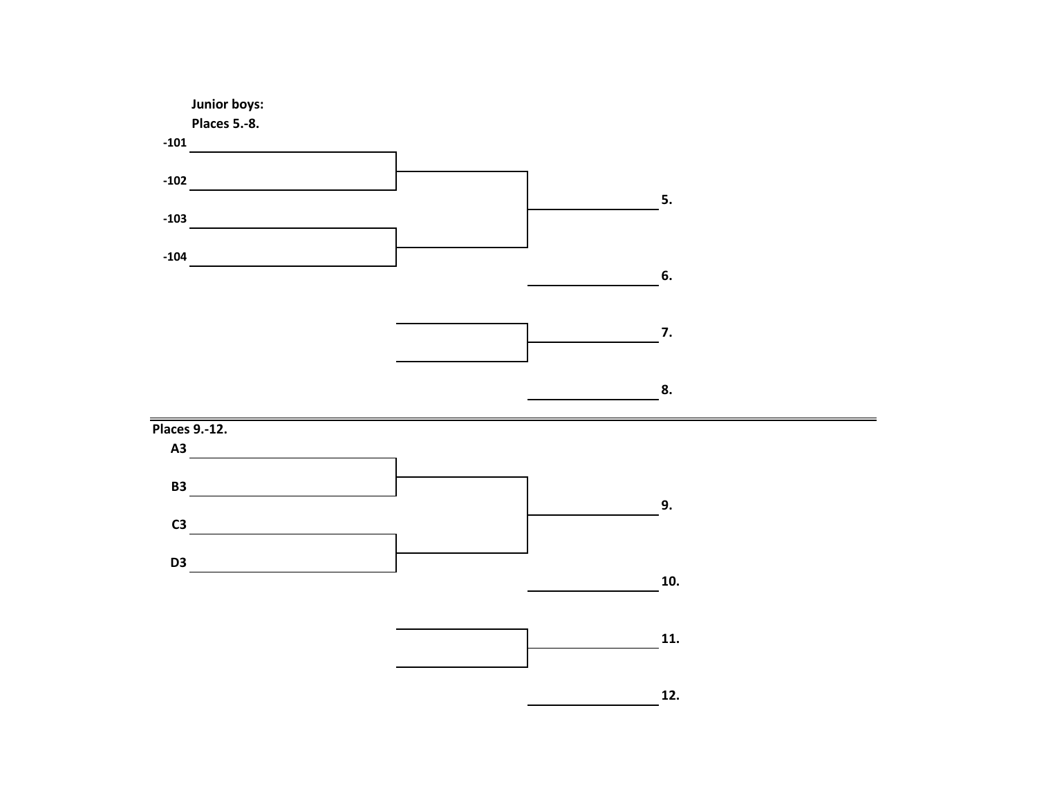**Junior boys:**

**Places 5.-8.**

-101

-102

-103

-104

5.

6.

7.

8.

---

**Places 9.-12.**

A3

B3

C3

D3

9.

10.

11.

12.